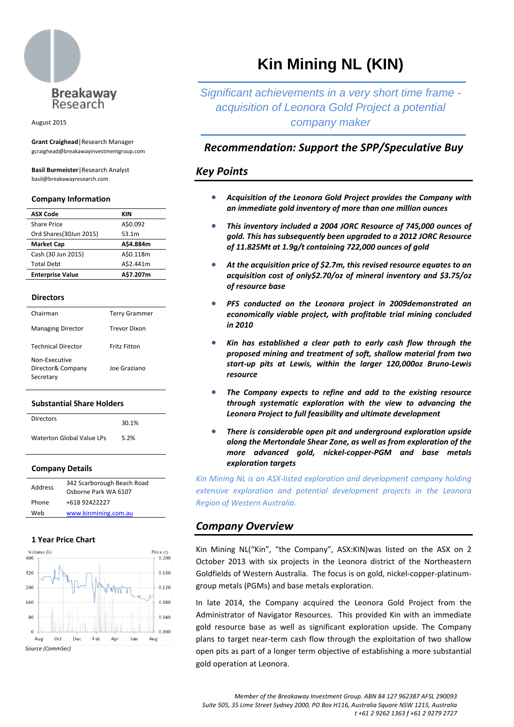Breakaway Research

August 2015

**Grant Craighead** | Research Manager
gcraighead@breakawayinvestmentgroup.com

**Basil Burmeister** | Research Analyst
basil@breakawayresearch.com

### Company Information

| **ASX Code** | **KIN** |
|---|---|
| Share Price | A$0.092 |
| Ord Shares(30Jun 2015) | 53.1m |
| **Market Cap** | **A$4.884m** |
| Cash (30 Jun 2015) | A$0.118m |
| Total Debt | A$2.441m |
| **Enterprise Value** | **A$7.207m** |

### Directors

| | |
|---|---|
| Chairman | Terry Grammer |
| Managing Director | Trevor Dixon |
| Technical Director | Fritz Fitton |
| Non-Executive Director& Company Secretary | Joe Graziano |

### Substantial Share Holders

| | |
|---|---|
| Directors | 30.1% |
| Waterton Global Value LPs | 5.2% |

### Company Details

| | |
|---|---|
| Address | 342 Scarborough Beach Road Osborne Park WA 6107 |
| Phone | +618 92422227 |
| Web | www.kinmining.com.au |

### 1 Year Price Chart

Source (CommSec)

# Kin Mining NL (KIN)

*Significant achievements in a very short time frame - acquisition of Leonora Gold Project a potential company maker*

## *Recommendation: Support the SPP/Speculative Buy*

## *Key Points*

- ***Acquisition of the Leonora Gold Project provides the Company with an immediate gold inventory of more than one million ounces***
- ***This inventory included a 2004 JORC Resource of 745,000 ounces of gold. This has subsequently been upgraded to a 2012 JORC Resource of 11.825Mt at 1.9g/t containing 722,000 ounces of gold***
- ***At the acquisition price of $2.7m, this revised resource equates to an acquisition cost of only$2.70/oz of mineral inventory and $3.75/oz of resource base***
- ***PFS conducted on the Leonora project in 2009demonstrated an economically viable project, with profitable trial mining concluded in 2010***
- ***Kin has established a clear path to early cash flow through the proposed mining and treatment of soft, shallow material from two start-up pits at Lewis, within the larger 120,000oz Bruno-Lewis resource***
- ***The Company expects to refine and add to the existing resource through systematic exploration with the view to advancing the Leonora Project to full feasibility and ultimate development***
- ***There is considerable open pit and underground exploration upside along the Mertondale Shear Zone, as well as from exploration of the more advanced gold, nickel-copper-PGM and base metals exploration targets***

*Kin Mining NL is an ASX-listed exploration and development company holding extensive exploration and potential development projects in the Leonora Region of Western Australia.*

## *Company Overview*

Kin Mining NL("Kin", "the Company", ASX:KIN)was listed on the ASX on 2 October 2013 with six projects in the Leonora district of the Northeastern Goldfields of Western Australia. The focus is on gold, nickel-copper-platinum-group metals (PGMs) and base metals exploration.

In late 2014, the Company acquired the Leonora Gold Project from the Administrator of Navigator Resources. This provided Kin with an immediate gold resource base as well as significant exploration upside. The Company plans to target near-term cash flow through the exploitation of two shallow open pits as part of a longer term objective of establishing a more substantial gold operation at Leonora.

*Member of the Breakaway Investment Group. ABN 84 127 962387 AFSL 290093*
*Suite 505, 35 Lime Street Sydney 2000, PO Box H116, Australia Square NSW 1215, Australia*
*t +61 2 9262 1363 f +61 2 9279 2727*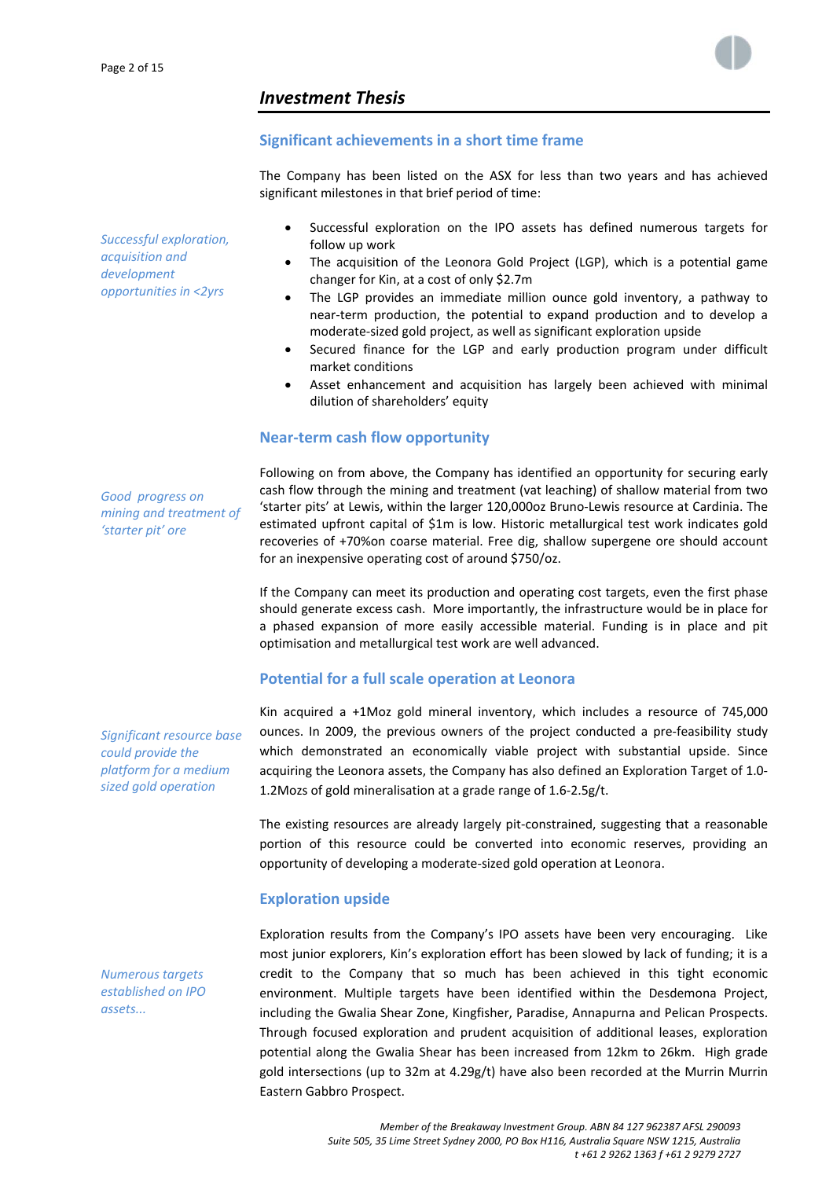## *Investment Thesis*

### Significant achievements in a short time frame

*Successful exploration, acquisition and development opportunities in <2yrs*

The Company has been listed on the ASX for less than two years and has achieved significant milestones in that brief period of time:

- Successful exploration on the IPO assets has defined numerous targets for follow up work
- The acquisition of the Leonora Gold Project (LGP), which is a potential game changer for Kin, at a cost of only $2.7m
- The LGP provides an immediate million ounce gold inventory, a pathway to near-term production, the potential to expand production and to develop a moderate-sized gold project, as well as significant exploration upside
- Secured finance for the LGP and early production program under difficult market conditions
- Asset enhancement and acquisition has largely been achieved with minimal dilution of shareholders' equity

### Near-term cash flow opportunity

*Good progress on mining and treatment of 'starter pit' ore*

Following on from above, the Company has identified an opportunity for securing early cash flow through the mining and treatment (vat leaching) of shallow material from two 'starter pits' at Lewis, within the larger 120,000oz Bruno-Lewis resource at Cardinia. The estimated upfront capital of $1m is low. Historic metallurgical test work indicates gold recoveries of +70%on coarse material. Free dig, shallow supergene ore should account for an inexpensive operating cost of around $750/oz.

If the Company can meet its production and operating cost targets, even the first phase should generate excess cash. More importantly, the infrastructure would be in place for a phased expansion of more easily accessible material. Funding is in place and pit optimisation and metallurgical test work are well advanced.

### Potential for a full scale operation at Leonora

*Significant resource base could provide the platform for a medium sized gold operation*

Kin acquired a +1Moz gold mineral inventory, which includes a resource of 745,000 ounces. In 2009, the previous owners of the project conducted a pre-feasibility study which demonstrated an economically viable project with substantial upside. Since acquiring the Leonora assets, the Company has also defined an Exploration Target of 1.0-1.2Mozs of gold mineralisation at a grade range of 1.6-2.5g/t.

The existing resources are already largely pit-constrained, suggesting that a reasonable portion of this resource could be converted into economic reserves, providing an opportunity of developing a moderate-sized gold operation at Leonora.

### Exploration upside

*Numerous targets established on IPO assets...*

Exploration results from the Company's IPO assets have been very encouraging. Like most junior explorers, Kin's exploration effort has been slowed by lack of funding; it is a credit to the Company that so much has been achieved in this tight economic environment. Multiple targets have been identified within the Desdemona Project, including the Gwalia Shear Zone, Kingfisher, Paradise, Annapurna and Pelican Prospects. Through focused exploration and prudent acquisition of additional leases, exploration potential along the Gwalia Shear has been increased from 12km to 26km. High grade gold intersections (up to 32m at 4.29g/t) have also been recorded at the Murrin Murrin Eastern Gabbro Prospect.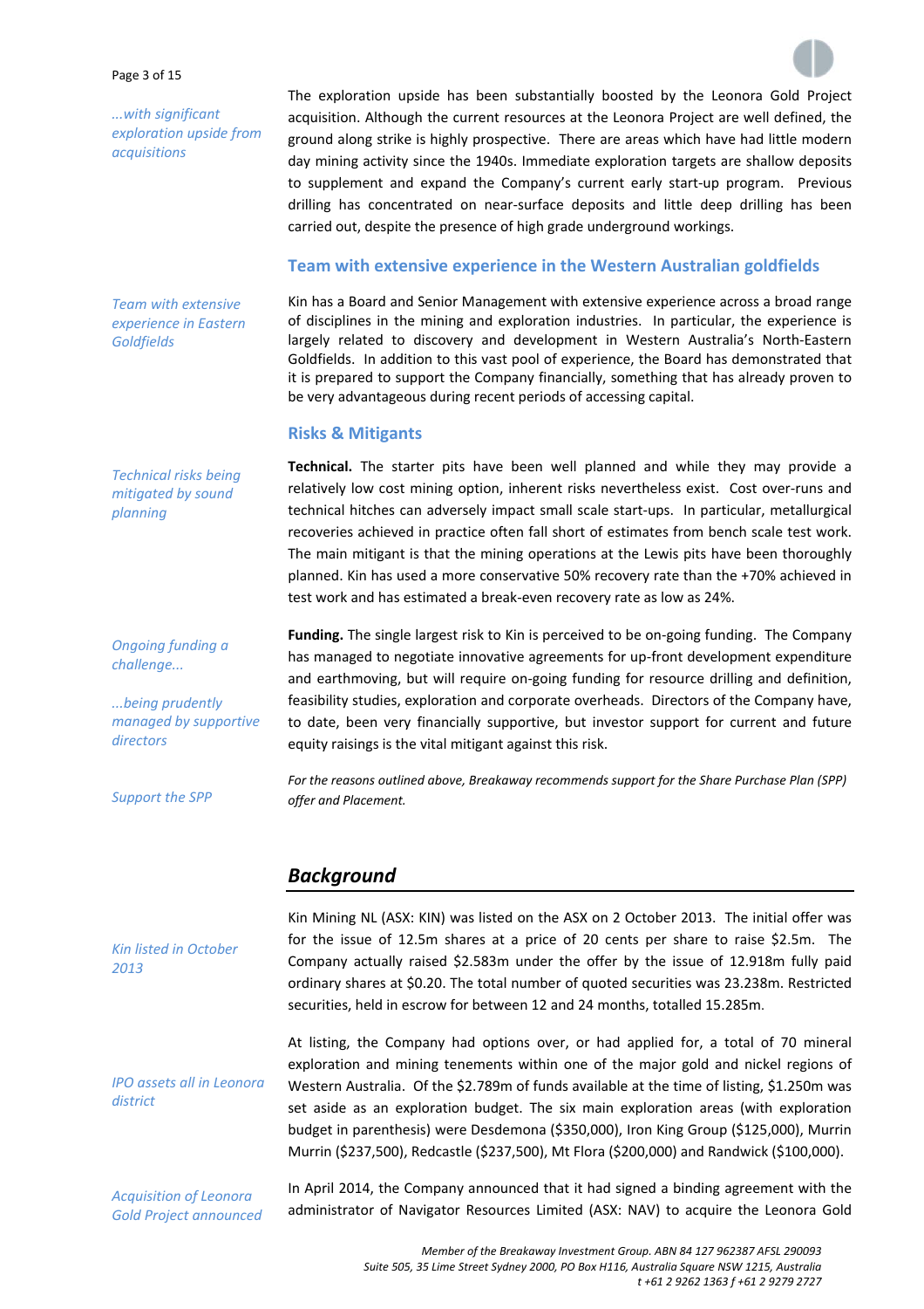*...with significant exploration upside from acquisitions*

The exploration upside has been substantially boosted by the Leonora Gold Project acquisition. Although the current resources at the Leonora Project are well defined, the ground along strike is highly prospective. There are areas which have had little modern day mining activity since the 1940s. Immediate exploration targets are shallow deposits to supplement and expand the Company's current early start-up program. Previous drilling has concentrated on near-surface deposits and little deep drilling has been carried out, despite the presence of high grade underground workings.

### Team with extensive experience in the Western Australian goldfields

*Team with extensive experience in Eastern Goldfields*

Kin has a Board and Senior Management with extensive experience across a broad range of disciplines in the mining and exploration industries. In particular, the experience is largely related to discovery and development in Western Australia's North-Eastern Goldfields. In addition to this vast pool of experience, the Board has demonstrated that it is prepared to support the Company financially, something that has already proven to be very advantageous during recent periods of accessing capital.

### Risks & Mitigants

*Technical risks being mitigated by sound planning*

**Technical.** The starter pits have been well planned and while they may provide a relatively low cost mining option, inherent risks nevertheless exist. Cost over-runs and technical hitches can adversely impact small scale start-ups. In particular, metallurgical recoveries achieved in practice often fall short of estimates from bench scale test work. The main mitigant is that the mining operations at the Lewis pits have been thoroughly planned. Kin has used a more conservative 50% recovery rate than the +70% achieved in test work and has estimated a break-even recovery rate as low as 24%.

*Ongoing funding a challenge...*

*...being prudently managed by supportive directors*

**Funding.** The single largest risk to Kin is perceived to be on-going funding. The Company has managed to negotiate innovative agreements for up-front development expenditure and earthmoving, but will require on-going funding for resource drilling and definition, feasibility studies, exploration and corporate overheads. Directors of the Company have, to date, been very financially supportive, but investor support for current and future equity raisings is the vital mitigant against this risk.

*Support the SPP*

*For the reasons outlined above, Breakaway recommends support for the Share Purchase Plan (SPP) offer and Placement.*

## *Background*

*Kin listed in October 2013*

Kin Mining NL (ASX: KIN) was listed on the ASX on 2 October 2013. The initial offer was for the issue of 12.5m shares at a price of 20 cents per share to raise \$2.5m. The Company actually raised \$2.583m under the offer by the issue of 12.918m fully paid ordinary shares at \$0.20. The total number of quoted securities was 23.238m. Restricted securities, held in escrow for between 12 and 24 months, totalled 15.285m.

*IPO assets all in Leonora district*

At listing, the Company had options over, or had applied for, a total of 70 mineral exploration and mining tenements within one of the major gold and nickel regions of Western Australia. Of the \$2.789m of funds available at the time of listing, \$1.250m was set aside as an exploration budget. The six main exploration areas (with exploration budget in parenthesis) were Desdemona (\$350,000), Iron King Group (\$125,000), Murrin Murrin (\$237,500), Redcastle (\$237,500), Mt Flora (\$200,000) and Randwick (\$100,000).

*Acquisition of Leonora Gold Project announced*

In April 2014, the Company announced that it had signed a binding agreement with the administrator of Navigator Resources Limited (ASX: NAV) to acquire the Leonora Gold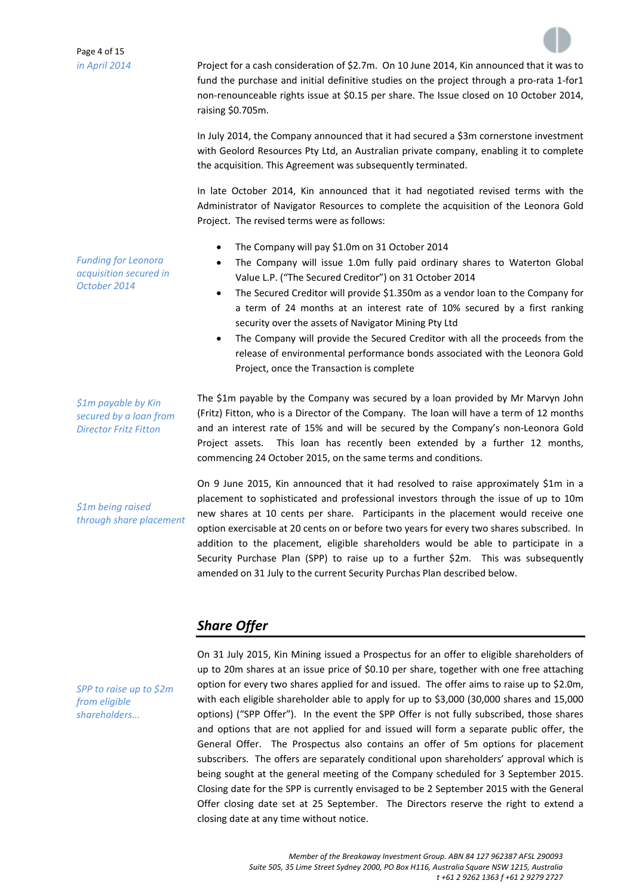*in April 2014*

Project for a cash consideration of $2.7m. On 10 June 2014, Kin announced that it was to fund the purchase and initial definitive studies on the project through a pro-rata 1-for1 non-renounceable rights issue at $0.15 per share. The Issue closed on 10 October 2014, raising $0.705m.

In July 2014, the Company announced that it had secured a $3m cornerstone investment with Geolord Resources Pty Ltd, an Australian private company, enabling it to complete the acquisition. This Agreement was subsequently terminated.

In late October 2014, Kin announced that it had negotiated revised terms with the Administrator of Navigator Resources to complete the acquisition of the Leonora Gold Project. The revised terms were as follows:

*Funding for Leonora acquisition secured in October 2014*

- The Company will pay $1.0m on 31 October 2014
- The Company will issue 1.0m fully paid ordinary shares to Waterton Global Value L.P. ("The Secured Creditor") on 31 October 2014
- The Secured Creditor will provide $1.350m as a vendor loan to the Company for a term of 24 months at an interest rate of 10% secured by a first ranking security over the assets of Navigator Mining Pty Ltd
- The Company will provide the Secured Creditor with all the proceeds from the release of environmental performance bonds associated with the Leonora Gold Project, once the Transaction is complete

*$1m payable by Kin secured by a loan from Director Fritz Fitton*

The $1m payable by the Company was secured by a loan provided by Mr Marvyn John (Fritz) Fitton, who is a Director of the Company. The loan will have a term of 12 months and an interest rate of 15% and will be secured by the Company's non-Leonora Gold Project assets. This loan has recently been extended by a further 12 months, commencing 24 October 2015, on the same terms and conditions.

*$1m being raised through share placement*

On 9 June 2015, Kin announced that it had resolved to raise approximately $1m in a placement to sophisticated and professional investors through the issue of up to 10m new shares at 10 cents per share. Participants in the placement would receive one option exercisable at 20 cents on or before two years for every two shares subscribed. In addition to the placement, eligible shareholders would be able to participate in a Security Purchase Plan (SPP) to raise up to a further $2m. This was subsequently amended on 31 July to the current Security Purchas Plan described below.

## *Share Offer*

*SPP to raise up to $2m from eligible shareholders...*

On 31 July 2015, Kin Mining issued a Prospectus for an offer to eligible shareholders of up to 20m shares at an issue price of $0.10 per share, together with one free attaching option for every two shares applied for and issued. The offer aims to raise up to $2.0m, with each eligible shareholder able to apply for up to $3,000 (30,000 shares and 15,000 options) ("SPP Offer"). In the event the SPP Offer is not fully subscribed, those shares and options that are not applied for and issued will form a separate public offer, the General Offer. The Prospectus also contains an offer of 5m options for placement subscribers. The offers are separately conditional upon shareholders' approval which is being sought at the general meeting of the Company scheduled for 3 September 2015. Closing date for the SPP is currently envisaged to be 2 September 2015 with the General Offer closing date set at 25 September. The Directors reserve the right to extend a closing date at any time without notice.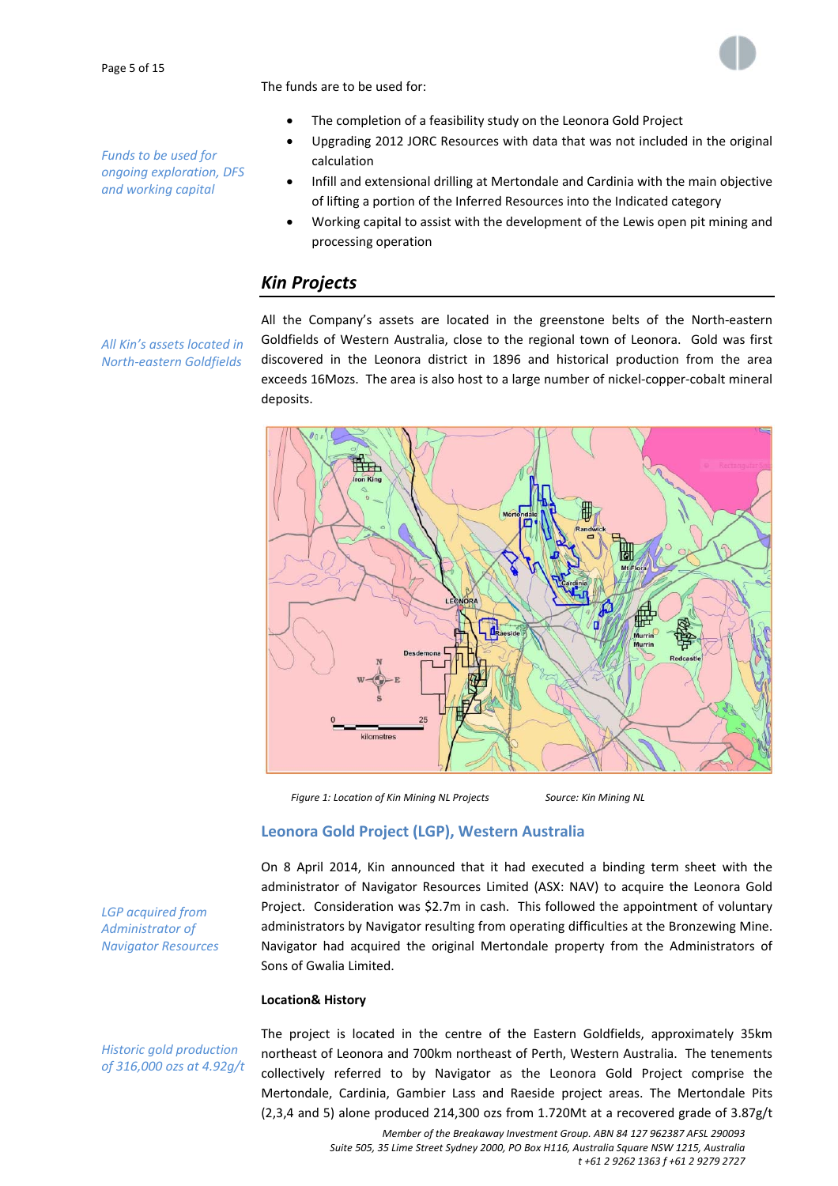The funds are to be used for:

*Funds to be used for ongoing exploration, DFS and working capital*

- The completion of a feasibility study on the Leonora Gold Project
- Upgrading 2012 JORC Resources with data that was not included in the original calculation
- Infill and extensional drilling at Mertondale and Cardinia with the main objective of lifting a portion of the Inferred Resources into the Indicated category
- Working capital to assist with the development of the Lewis open pit mining and processing operation

## Kin Projects

*All Kin's assets located in North-eastern Goldfields*

All the Company's assets are located in the greenstone belts of the North-eastern Goldfields of Western Australia, close to the regional town of Leonora. Gold was first discovered in the Leonora district in 1896 and historical production from the area exceeds 16Mozs. The area is also host to a large number of nickel-copper-cobalt mineral deposits.

*Figure 1: Location of Kin Mining NL Projects* Source: Kin Mining NL

### Leonora Gold Project (LGP), Western Australia

*LGP acquired from Administrator of Navigator Resources*

On 8 April 2014, Kin announced that it had executed a binding term sheet with the administrator of Navigator Resources Limited (ASX: NAV) to acquire the Leonora Gold Project. Consideration was $2.7m in cash. This followed the appointment of voluntary administrators by Navigator resulting from operating difficulties at the Bronzewing Mine. Navigator had acquired the original Mertondale property from the Administrators of Sons of Gwalia Limited.

**Location& History**

*Historic gold production of 316,000 ozs at 4.92g/t*

The project is located in the centre of the Eastern Goldfields, approximately 35km northeast of Leonora and 700km northeast of Perth, Western Australia. The tenements collectively referred to by Navigator as the Leonora Gold Project comprise the Mertondale, Cardinia, Gambier Lass and Raeside project areas. The Mertondale Pits (2,3,4 and 5) alone produced 214,300 ozs from 1.720Mt at a recovered grade of 3.87g/t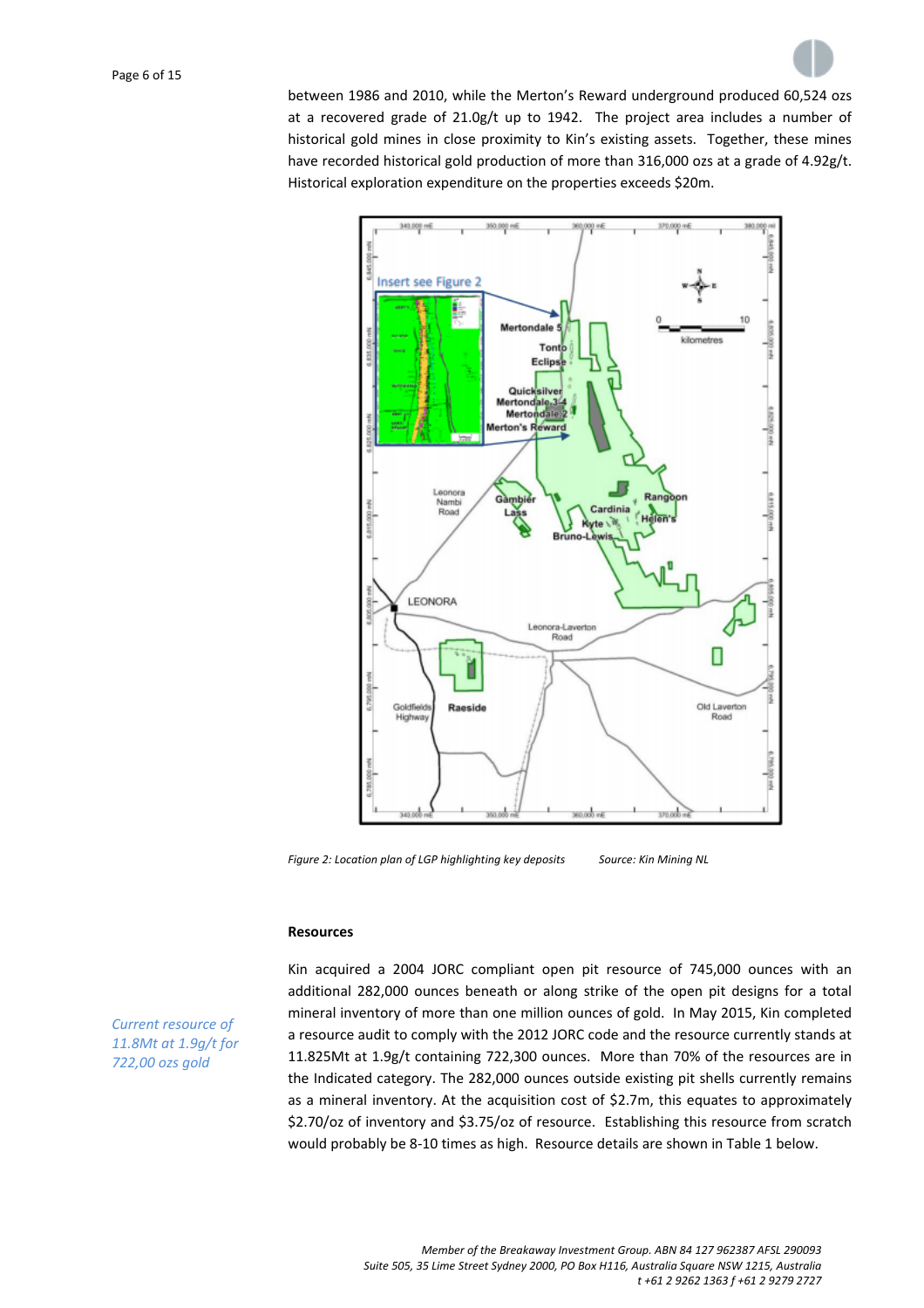between 1986 and 2010, while the Merton's Reward underground produced 60,524 ozs at a recovered grade of 21.0g/t up to 1942. The project area includes a number of historical gold mines in close proximity to Kin's existing assets. Together, these mines have recorded historical gold production of more than 316,000 ozs at a grade of 4.92g/t. Historical exploration expenditure on the properties exceeds $20m.

*Figure 2: Location plan of LGP highlighting key deposits Source: Kin Mining NL*

**Resources**

*Current resource of 11.8Mt at 1.9g/t for 722,00 ozs gold*

Kin acquired a 2004 JORC compliant open pit resource of 745,000 ounces with an additional 282,000 ounces beneath or along strike of the open pit designs for a total mineral inventory of more than one million ounces of gold. In May 2015, Kin completed a resource audit to comply with the 2012 JORC code and the resource currently stands at 11.825Mt at 1.9g/t containing 722,300 ounces. More than 70% of the resources are in the Indicated category. The 282,000 ounces outside existing pit shells currently remains as a mineral inventory. At the acquisition cost of $2.7m, this equates to approximately $2.70/oz of inventory and $3.75/oz of resource. Establishing this resource from scratch would probably be 8-10 times as high. Resource details are shown in Table 1 below.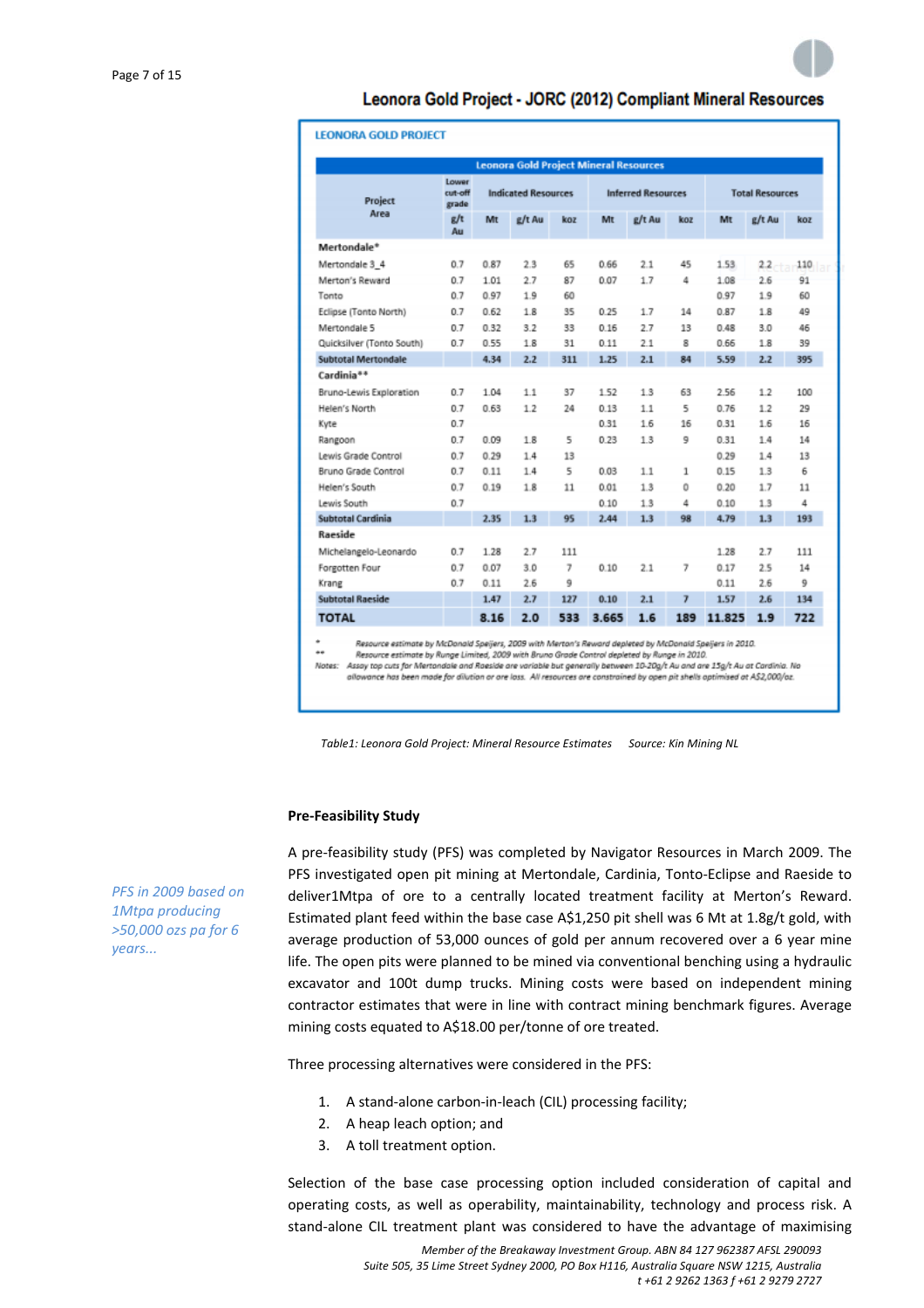## Leonora Gold Project - JORC (2012) Compliant Mineral Resources

**LEONORA GOLD PROJECT**

| Leonora Gold Project Mineral Resources | | | | | | | | | | |
|---|---|---|---|---|---|---|---|---|---|---|
| Project Area | Lower cut-off grade | Indicated Resources | | | Inferred Resources | | | Total Resources | | |
| | g/t Au | Mt | g/t Au | koz | Mt | g/t Au | koz | Mt | g/t Au | koz |
| **Mertondale*** | | | | | | | | | | |
| Mertondale 3_4 | 0.7 | 0.87 | 2.3 | 65 | 0.66 | 2.1 | 45 | 1.53 | 2.2 | 110 |
| Merton's Reward | 0.7 | 1.01 | 2.7 | 87 | 0.07 | 1.7 | 4 | 1.08 | 2.6 | 91 |
| Tonto | 0.7 | 0.97 | 1.9 | 60 | | | | 0.97 | 1.9 | 60 |
| Eclipse (Tonto North) | 0.7 | 0.62 | 1.8 | 35 | 0.25 | 1.7 | 14 | 0.87 | 1.8 | 49 |
| Mertondale 5 | 0.7 | 0.32 | 3.2 | 33 | 0.16 | 2.7 | 13 | 0.48 | 3.0 | 46 |
| Quicksilver (Tonto South) | 0.7 | 0.55 | 1.8 | 31 | 0.11 | 2.1 | 8 | 0.66 | 1.8 | 39 |
| **Subtotal Mertondale** | | **4.34** | **2.2** | **311** | **1.25** | **2.1** | **84** | **5.59** | **2.2** | **395** |
| **Cardinia**** | | | | | | | | | | |
| Bruno-Lewis Exploration | 0.7 | 1.04 | 1.1 | 37 | 1.52 | 1.3 | 63 | 2.56 | 1.2 | 100 |
| Helen's North | 0.7 | 0.63 | 1.2 | 24 | 0.13 | 1.1 | 5 | 0.76 | 1.2 | 29 |
| Kyte | 0.7 | | | | 0.31 | 1.6 | 16 | 0.31 | 1.6 | 16 |
| Rangoon | 0.7 | 0.09 | 1.8 | 5 | 0.23 | 1.3 | 9 | 0.31 | 1.4 | 14 |
| Lewis Grade Control | 0.7 | 0.29 | 1.4 | 13 | | | | 0.29 | 1.4 | 13 |
| Bruno Grade Control | 0.7 | 0.11 | 1.4 | 5 | 0.03 | 1.1 | 1 | 0.15 | 1.3 | 6 |
| Helen's South | 0.7 | 0.19 | 1.8 | 11 | 0.01 | 1.3 | 0 | 0.20 | 1.7 | 11 |
| Lewis South | 0.7 | | | | 0.10 | 1.3 | 4 | 0.10 | 1.3 | 4 |
| **Subtotal Cardinia** | | **2.35** | **1.3** | **95** | **2.44** | **1.3** | **98** | **4.79** | **1.3** | **193** |
| **Raeside** | | | | | | | | | | |
| Michelangelo-Leonardo | 0.7 | 1.28 | 2.7 | 111 | | | | 1.28 | 2.7 | 111 |
| Forgotten Four | 0.7 | 0.07 | 3.0 | 7 | 0.10 | 2.1 | 7 | 0.17 | 2.5 | 14 |
| Krang | 0.7 | 0.11 | 2.6 | 9 | | | | 0.11 | 2.6 | 9 |
| **Subtotal Raeside** | | **1.47** | **2.7** | **127** | **0.10** | **2.1** | **7** | **1.57** | **2.6** | **134** |
| **TOTAL** | | **8.16** | **2.0** | **533** | **3.665** | **1.6** | **189** | **11.825** | **1.9** | **722** |

\* Resource estimate by McDonald Speijers, 2009 with Merton's Reward depleted by McDonald Speijers in 2010.

\*\* Resource estimate by Runge Limited, 2009 with Bruno Grade Control depleted by Runge in 2010.

Notes: Assay top cuts for Mertondale and Raeside are variable but generally between 10-20g/t Au and are 15g/t Au at Cardinia. No allowance has been made for dilution or ore loss. All resources are constrained by open pit shells optimised at A$2,000/oz.

*Table1: Leonora Gold Project: Mineral Resource Estimates Source: Kin Mining NL*

### Pre-Feasibility Study

*PFS in 2009 based on 1Mtpa producing >50,000 ozs pa for 6 years...*

A pre-feasibility study (PFS) was completed by Navigator Resources in March 2009. The PFS investigated open pit mining at Mertondale, Cardinia, Tonto-Eclipse and Raeside to deliver1Mtpa of ore to a centrally located treatment facility at Merton's Reward. Estimated plant feed within the base case A$1,250 pit shell was 6 Mt at 1.8g/t gold, with average production of 53,000 ounces of gold per annum recovered over a 6 year mine life. The open pits were planned to be mined via conventional benching using a hydraulic excavator and 100t dump trucks. Mining costs were based on independent mining contractor estimates that were in line with contract mining benchmark figures. Average mining costs equated to A$18.00 per/tonne of ore treated.

Three processing alternatives were considered in the PFS:

1. A stand-alone carbon-in-leach (CIL) processing facility;
2. A heap leach option; and
3. A toll treatment option.

Selection of the base case processing option included consideration of capital and operating costs, as well as operability, maintainability, technology and process risk. A stand-alone CIL treatment plant was considered to have the advantage of maximising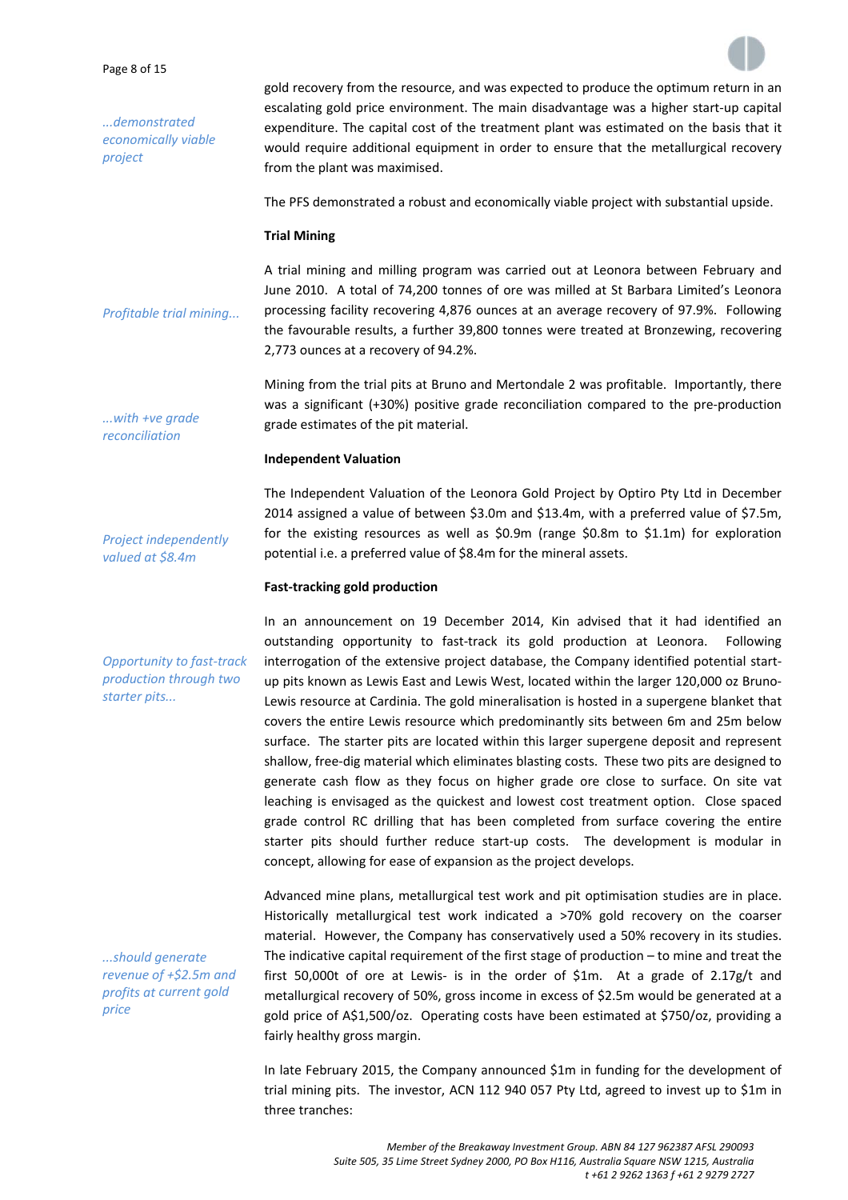gold recovery from the resource, and was expected to produce the optimum return in an escalating gold price environment. The main disadvantage was a higher start-up capital expenditure. The capital cost of the treatment plant was estimated on the basis that it would require additional equipment in order to ensure that the metallurgical recovery from the plant was maximised.

*...demonstrated economically viable project*

The PFS demonstrated a robust and economically viable project with substantial upside.

**Trial Mining**

*Profitable trial mining...*

A trial mining and milling program was carried out at Leonora between February and June 2010. A total of 74,200 tonnes of ore was milled at St Barbara Limited's Leonora processing facility recovering 4,876 ounces at an average recovery of 97.9%. Following the favourable results, a further 39,800 tonnes were treated at Bronzewing, recovering 2,773 ounces at a recovery of 94.2%.

*...with +ve grade reconciliation*

Mining from the trial pits at Bruno and Mertondale 2 was profitable. Importantly, there was a significant (+30%) positive grade reconciliation compared to the pre-production grade estimates of the pit material.

**Independent Valuation**

*Project independently valued at $8.4m*

The Independent Valuation of the Leonora Gold Project by Optiro Pty Ltd in December 2014 assigned a value of between $3.0m and $13.4m, with a preferred value of $7.5m, for the existing resources as well as $0.9m (range $0.8m to $1.1m) for exploration potential i.e. a preferred value of $8.4m for the mineral assets.

**Fast-tracking gold production**

*Opportunity to fast-track production through two starter pits...*

In an announcement on 19 December 2014, Kin advised that it had identified an outstanding opportunity to fast-track its gold production at Leonora. Following interrogation of the extensive project database, the Company identified potential start-up pits known as Lewis East and Lewis West, located within the larger 120,000 oz Bruno-Lewis resource at Cardinia. The gold mineralisation is hosted in a supergene blanket that covers the entire Lewis resource which predominantly sits between 6m and 25m below surface. The starter pits are located within this larger supergene deposit and represent shallow, free-dig material which eliminates blasting costs. These two pits are designed to generate cash flow as they focus on higher grade ore close to surface. On site vat leaching is envisaged as the quickest and lowest cost treatment option. Close spaced grade control RC drilling that has been completed from surface covering the entire starter pits should further reduce start-up costs. The development is modular in concept, allowing for ease of expansion as the project develops.

*...should generate revenue of +$2.5m and profits at current gold price*

Advanced mine plans, metallurgical test work and pit optimisation studies are in place. Historically metallurgical test work indicated a >70% gold recovery on the coarser material. However, the Company has conservatively used a 50% recovery in its studies. The indicative capital requirement of the first stage of production – to mine and treat the first 50,000t of ore at Lewis- is in the order of $1m. At a grade of 2.17g/t and metallurgical recovery of 50%, gross income in excess of $2.5m would be generated at a gold price of A$1,500/oz. Operating costs have been estimated at $750/oz, providing a fairly healthy gross margin.

In late February 2015, the Company announced $1m in funding for the development of trial mining pits. The investor, ACN 112 940 057 Pty Ltd, agreed to invest up to $1m in three tranches: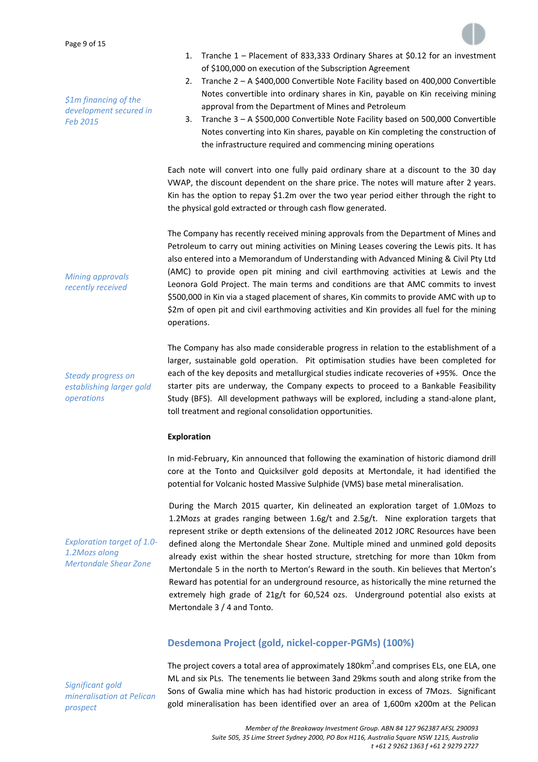*$1m financing of the development secured in Feb 2015*

1. Tranche 1 – Placement of 833,333 Ordinary Shares at $0.12 for an investment of $100,000 on execution of the Subscription Agreement
2. Tranche 2 – A $400,000 Convertible Note Facility based on 400,000 Convertible Notes convertible into ordinary shares in Kin, payable on Kin receiving mining approval from the Department of Mines and Petroleum
3. Tranche 3 – A $500,000 Convertible Note Facility based on 500,000 Convertible Notes converting into Kin shares, payable on Kin completing the construction of the infrastructure required and commencing mining operations

Each note will convert into one fully paid ordinary share at a discount to the 30 day VWAP, the discount dependent on the share price. The notes will mature after 2 years. Kin has the option to repay $1.2m over the two year period either through the right to the physical gold extracted or through cash flow generated.

*Mining approvals recently received*

The Company has recently received mining approvals from the Department of Mines and Petroleum to carry out mining activities on Mining Leases covering the Lewis pits. It has also entered into a Memorandum of Understanding with Advanced Mining & Civil Pty Ltd (AMC) to provide open pit mining and civil earthmoving activities at Lewis and the Leonora Gold Project. The main terms and conditions are that AMC commits to invest $500,000 in Kin via a staged placement of shares, Kin commits to provide AMC with up to $2m of open pit and civil earthmoving activities and Kin provides all fuel for the mining operations.

*Steady progress on establishing larger gold operations*

The Company has also made considerable progress in relation to the establishment of a larger, sustainable gold operation. Pit optimisation studies have been completed for each of the key deposits and metallurgical studies indicate recoveries of +95%. Once the starter pits are underway, the Company expects to proceed to a Bankable Feasibility Study (BFS). All development pathways will be explored, including a stand-alone plant, toll treatment and regional consolidation opportunities.

**Exploration**

In mid-February, Kin announced that following the examination of historic diamond drill core at the Tonto and Quicksilver gold deposits at Mertondale, it had identified the potential for Volcanic hosted Massive Sulphide (VMS) base metal mineralisation.

*Exploration target of 1.0-1.2Mozs along Mertondale Shear Zone*

During the March 2015 quarter, Kin delineated an exploration target of 1.0Mozs to 1.2Mozs at grades ranging between 1.6g/t and 2.5g/t. Nine exploration targets that represent strike or depth extensions of the delineated 2012 JORC Resources have been defined along the Mertondale Shear Zone. Multiple mined and unmined gold deposits already exist within the shear hosted structure, stretching for more than 10km from Mertondale 5 in the north to Merton's Reward in the south. Kin believes that Merton's Reward has potential for an underground resource, as historically the mine returned the extremely high grade of 21g/t for 60,524 ozs. Underground potential also exists at Mertondale 3 / 4 and Tonto.

## Desdemona Project (gold, nickel-copper-PGMs) (100%)

*Significant gold mineralisation at Pelican prospect*

The project covers a total area of approximately 180km$^2$.and comprises ELs, one ELA, one ML and six PLs. The tenements lie between 3and 29kms south and along strike from the Sons of Gwalia mine which has had historic production in excess of 7Mozs. Significant gold mineralisation has been identified over an area of 1,600m x200m at the Pelican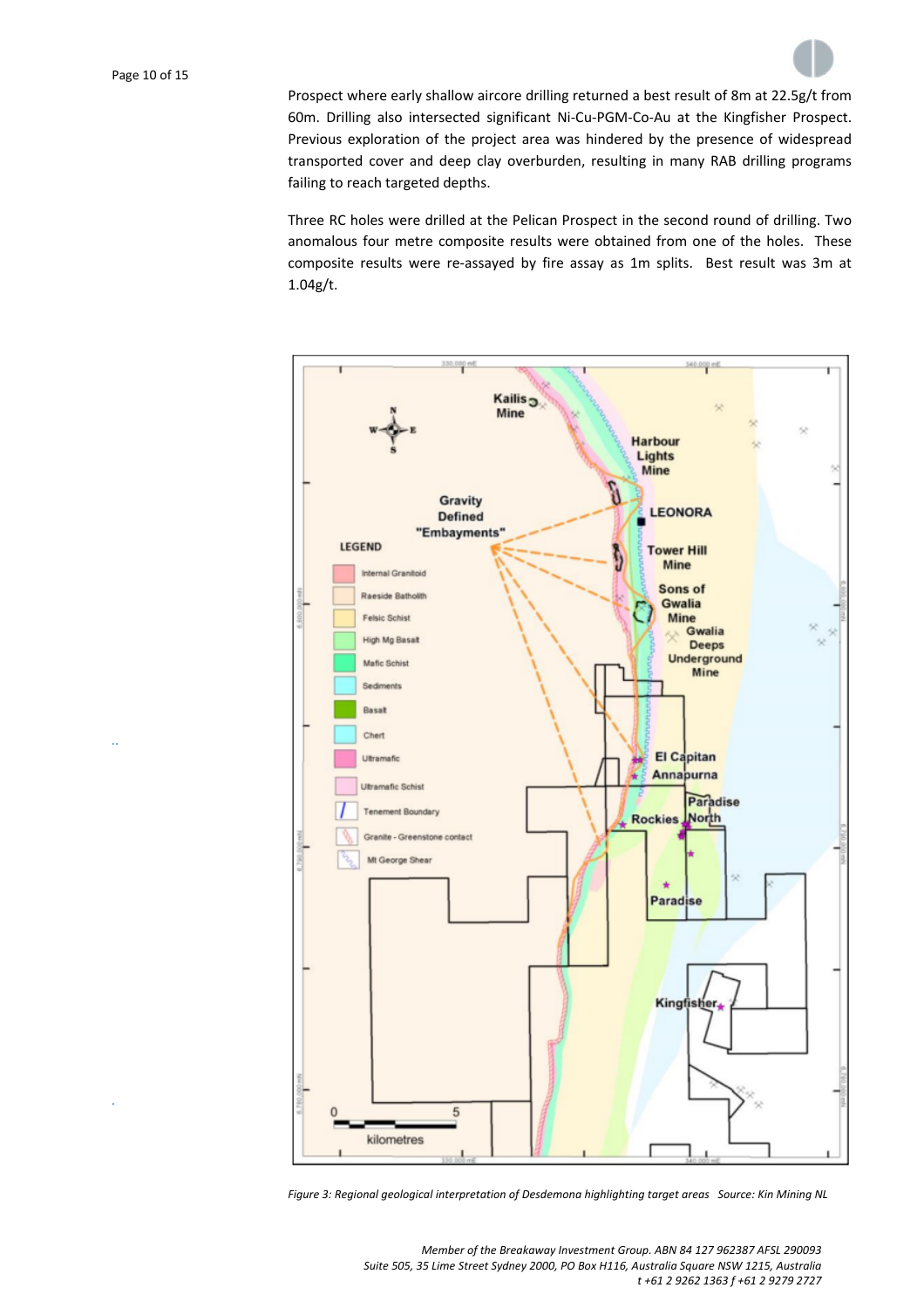Prospect where early shallow aircore drilling returned a best result of 8m at 22.5g/t from 60m. Drilling also intersected significant Ni-Cu-PGM-Co-Au at the Kingfisher Prospect. Previous exploration of the project area was hindered by the presence of widespread transported cover and deep clay overburden, resulting in many RAB drilling programs failing to reach targeted depths.

Three RC holes were drilled at the Pelican Prospect in the second round of drilling. Two anomalous four metre composite results were obtained from one of the holes. These composite results were re-assayed by fire assay as 1m splits. Best result was 3m at 1.04g/t.

*Figure 3: Regional geological interpretation of Desdemona highlighting target areas Source: Kin Mining NL*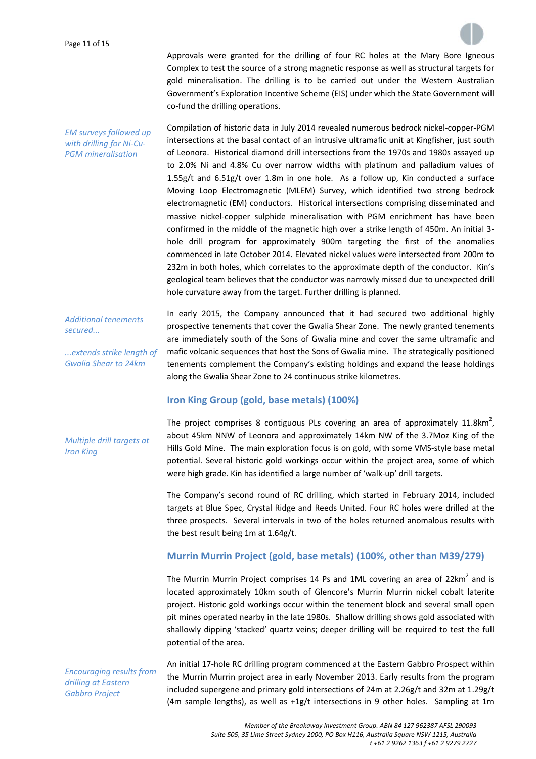Approvals were granted for the drilling of four RC holes at the Mary Bore Igneous Complex to test the source of a strong magnetic response as well as structural targets for gold mineralisation. The drilling is to be carried out under the Western Australian Government's Exploration Incentive Scheme (EIS) under which the State Government will co-fund the drilling operations.

*EM surveys followed up with drilling for Ni-Cu-PGM mineralisation*

Compilation of historic data in July 2014 revealed numerous bedrock nickel-copper-PGM intersections at the basal contact of an intrusive ultramafic unit at Kingfisher, just south of Leonora. Historical diamond drill intersections from the 1970s and 1980s assayed up to 2.0% Ni and 4.8% Cu over narrow widths with platinum and palladium values of 1.55g/t and 6.51g/t over 1.8m in one hole. As a follow up, Kin conducted a surface Moving Loop Electromagnetic (MLEM) Survey, which identified two strong bedrock electromagnetic (EM) conductors. Historical intersections comprising disseminated and massive nickel-copper sulphide mineralisation with PGM enrichment has have been confirmed in the middle of the magnetic high over a strike length of 450m. An initial 3-hole drill program for approximately 900m targeting the first of the anomalies commenced in late October 2014. Elevated nickel values were intersected from 200m to 232m in both holes, which correlates to the approximate depth of the conductor. Kin's geological team believes that the conductor was narrowly missed due to unexpected drill hole curvature away from the target. Further drilling is planned.

*Additional tenements secured...*

*...extends strike length of Gwalia Shear to 24km*

In early 2015, the Company announced that it had secured two additional highly prospective tenements that cover the Gwalia Shear Zone. The newly granted tenements are immediately south of the Sons of Gwalia mine and cover the same ultramafic and mafic volcanic sequences that host the Sons of Gwalia mine. The strategically positioned tenements complement the Company's existing holdings and expand the lease holdings along the Gwalia Shear Zone to 24 continuous strike kilometres.

## Iron King Group (gold, base metals) (100%)

*Multiple drill targets at Iron King*

The project comprises 8 contiguous PLs covering an area of approximately 11.8km$^2$, about 45km NNW of Leonora and approximately 14km NW of the 3.7Moz King of the Hills Gold Mine. The main exploration focus is on gold, with some VMS-style base metal potential. Several historic gold workings occur within the project area, some of which were high grade. Kin has identified a large number of 'walk-up' drill targets.

The Company's second round of RC drilling, which started in February 2014, included targets at Blue Spec, Crystal Ridge and Reeds United. Four RC holes were drilled at the three prospects. Several intervals in two of the holes returned anomalous results with the best result being 1m at 1.64g/t.

## Murrin Murrin Project (gold, base metals) (100%, other than M39/279)

The Murrin Murrin Project comprises 14 Ps and 1ML covering an area of 22km$^2$ and is located approximately 10km south of Glencore's Murrin Murrin nickel cobalt laterite project. Historic gold workings occur within the tenement block and several small open pit mines operated nearby in the late 1980s. Shallow drilling shows gold associated with shallowly dipping 'stacked' quartz veins; deeper drilling will be required to test the full potential of the area.

*Encouraging results from drilling at Eastern Gabbro Project*

An initial 17-hole RC drilling program commenced at the Eastern Gabbro Prospect within the Murrin Murrin project area in early November 2013. Early results from the program included supergene and primary gold intersections of 24m at 2.26g/t and 32m at 1.29g/t (4m sample lengths), as well as +1g/t intersections in 9 other holes. Sampling at 1m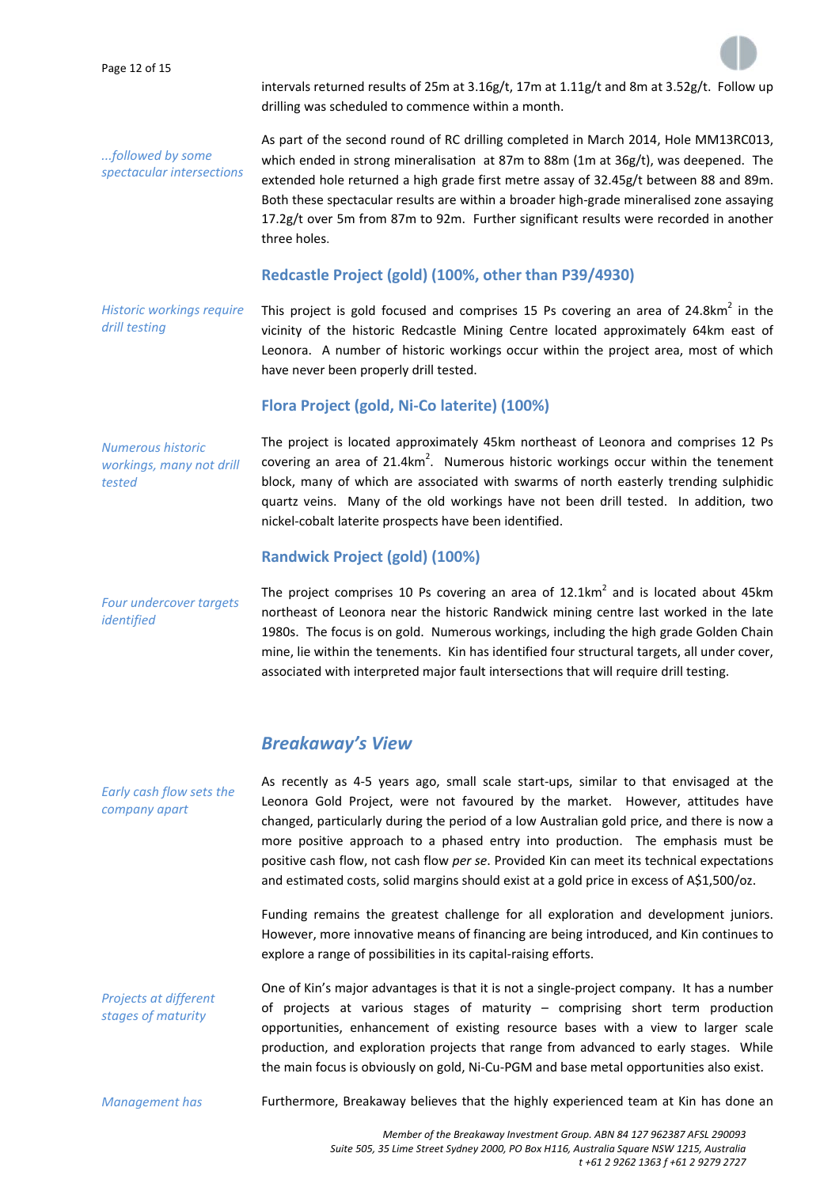intervals returned results of 25m at 3.16g/t, 17m at 1.11g/t and 8m at 3.52g/t. Follow up drilling was scheduled to commence within a month.

*...followed by some spectacular intersections*

As part of the second round of RC drilling completed in March 2014, Hole MM13RC013, which ended in strong mineralisation at 87m to 88m (1m at 36g/t), was deepened. The extended hole returned a high grade first metre assay of 32.45g/t between 88 and 89m. Both these spectacular results are within a broader high-grade mineralised zone assaying 17.2g/t over 5m from 87m to 92m. Further significant results were recorded in another three holes.

### Redcastle Project (gold) (100%, other than P39/4930)

*Historic workings require drill testing*

This project is gold focused and comprises 15 Ps covering an area of 24.8km$^2$ in the vicinity of the historic Redcastle Mining Centre located approximately 64km east of Leonora. A number of historic workings occur within the project area, most of which have never been properly drill tested.

### Flora Project (gold, Ni-Co laterite) (100%)

*Numerous historic workings, many not drill tested*

The project is located approximately 45km northeast of Leonora and comprises 12 Ps covering an area of 21.4km$^2$. Numerous historic workings occur within the tenement block, many of which are associated with swarms of north easterly trending sulphidic quartz veins. Many of the old workings have not been drill tested. In addition, two nickel-cobalt laterite prospects have been identified.

### Randwick Project (gold) (100%)

*Four undercover targets identified*

The project comprises 10 Ps covering an area of 12.1km$^2$ and is located about 45km northeast of Leonora near the historic Randwick mining centre last worked in the late 1980s. The focus is on gold. Numerous workings, including the high grade Golden Chain mine, lie within the tenements. Kin has identified four structural targets, all under cover, associated with interpreted major fault intersections that will require drill testing.

## *Breakaway's View*

*Early cash flow sets the company apart*

As recently as 4-5 years ago, small scale start-ups, similar to that envisaged at the Leonora Gold Project, were not favoured by the market. However, attitudes have changed, particularly during the period of a low Australian gold price, and there is now a more positive approach to a phased entry into production. The emphasis must be positive cash flow, not cash flow *per se*. Provided Kin can meet its technical expectations and estimated costs, solid margins should exist at a gold price in excess of A$1,500/oz.

Funding remains the greatest challenge for all exploration and development juniors. However, more innovative means of financing are being introduced, and Kin continues to explore a range of possibilities in its capital-raising efforts.

*Projects at different stages of maturity*

One of Kin's major advantages is that it is not a single-project company. It has a number of projects at various stages of maturity – comprising short term production opportunities, enhancement of existing resource bases with a view to larger scale production, and exploration projects that range from advanced to early stages. While the main focus is obviously on gold, Ni-Cu-PGM and base metal opportunities also exist.

*Management has*

Furthermore, Breakaway believes that the highly experienced team at Kin has done an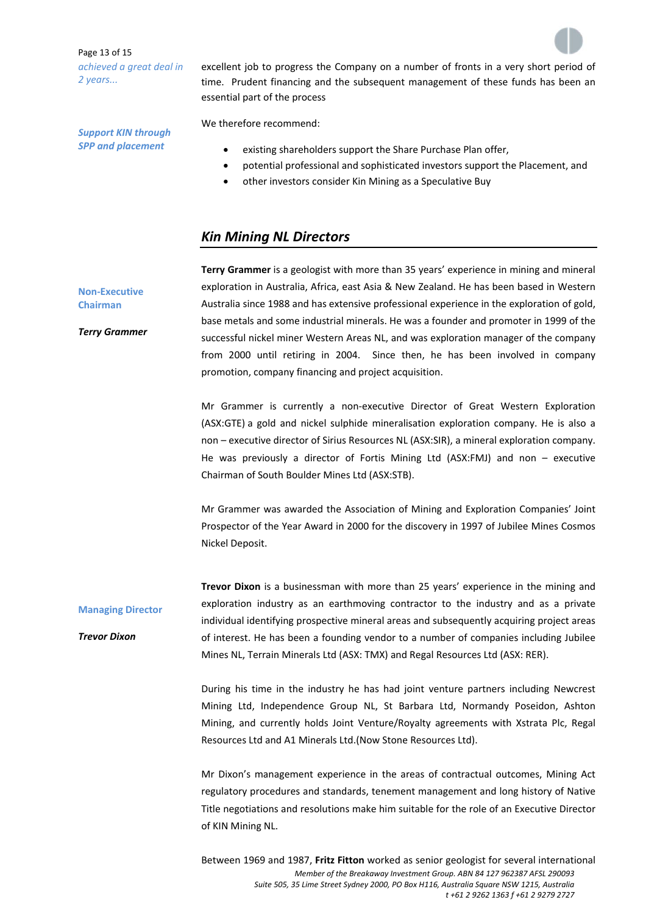*achieved a great deal in 2 years...*

excellent job to progress the Company on a number of fronts in a very short period of time. Prudent financing and the subsequent management of these funds has been an essential part of the process

***Support KIN through SPP and placement***

We therefore recommend:

- existing shareholders support the Share Purchase Plan offer,
- potential professional and sophisticated investors support the Placement, and
- other investors consider Kin Mining as a Speculative Buy

## *Kin Mining NL Directors*

**Non-Executive Chairman**

***Terry Grammer***

**Terry Grammer** is a geologist with more than 35 years' experience in mining and mineral exploration in Australia, Africa, east Asia & New Zealand. He has been based in Western Australia since 1988 and has extensive professional experience in the exploration of gold, base metals and some industrial minerals. He was a founder and promoter in 1999 of the successful nickel miner Western Areas NL, and was exploration manager of the company from 2000 until retiring in 2004. Since then, he has been involved in company promotion, company financing and project acquisition.

Mr Grammer is currently a non-executive Director of Great Western Exploration (ASX:GTE) a gold and nickel sulphide mineralisation exploration company. He is also a non – executive director of Sirius Resources NL (ASX:SIR), a mineral exploration company. He was previously a director of Fortis Mining Ltd (ASX:FMJ) and non – executive Chairman of South Boulder Mines Ltd (ASX:STB).

Mr Grammer was awarded the Association of Mining and Exploration Companies' Joint Prospector of the Year Award in 2000 for the discovery in 1997 of Jubilee Mines Cosmos Nickel Deposit.

**Managing Director**

***Trevor Dixon***

**Trevor Dixon** is a businessman with more than 25 years' experience in the mining and exploration industry as an earthmoving contractor to the industry and as a private individual identifying prospective mineral areas and subsequently acquiring project areas of interest. He has been a founding vendor to a number of companies including Jubilee Mines NL, Terrain Minerals Ltd (ASX: TMX) and Regal Resources Ltd (ASX: RER).

During his time in the industry he has had joint venture partners including Newcrest Mining Ltd, Independence Group NL, St Barbara Ltd, Normandy Poseidon, Ashton Mining, and currently holds Joint Venture/Royalty agreements with Xstrata Plc, Regal Resources Ltd and A1 Minerals Ltd.(Now Stone Resources Ltd).

Mr Dixon's management experience in the areas of contractual outcomes, Mining Act regulatory procedures and standards, tenement management and long history of Native Title negotiations and resolutions make him suitable for the role of an Executive Director of KIN Mining NL.

Between 1969 and 1987, **Fritz Fitton** worked as senior geologist for several international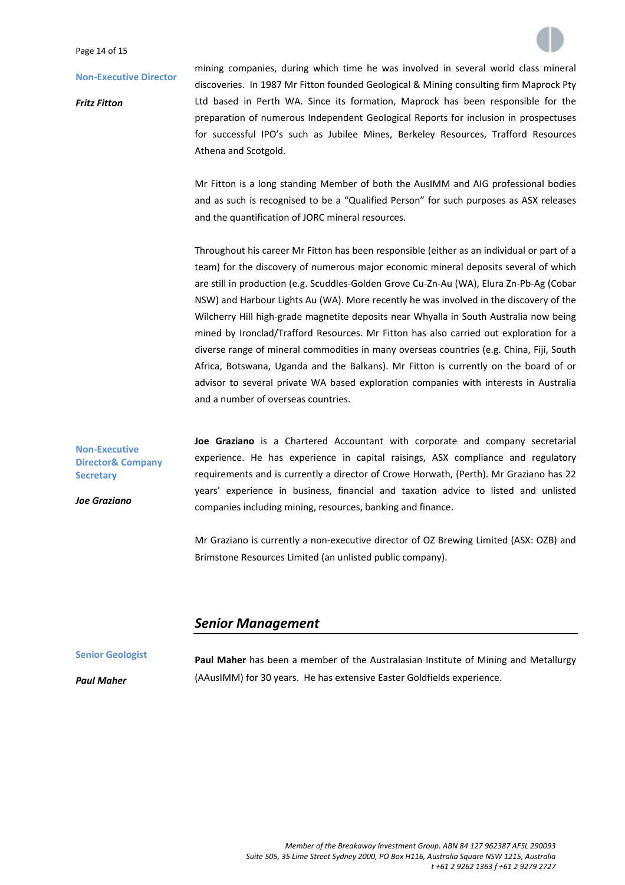**Non-Executive Director**

***Fritz Fitton***

mining companies, during which time he was involved in several world class mineral discoveries. In 1987 Mr Fitton founded Geological & Mining consulting firm Maprock Pty Ltd based in Perth WA. Since its formation, Maprock has been responsible for the preparation of numerous Independent Geological Reports for inclusion in prospectuses for successful IPO's such as Jubilee Mines, Berkeley Resources, Trafford Resources Athena and Scotgold.

Mr Fitton is a long standing Member of both the AusIMM and AIG professional bodies and as such is recognised to be a "Qualified Person" for such purposes as ASX releases and the quantification of JORC mineral resources.

Throughout his career Mr Fitton has been responsible (either as an individual or part of a team) for the discovery of numerous major economic mineral deposits several of which are still in production (e.g. Scuddles-Golden Grove Cu-Zn-Au (WA), Elura Zn-Pb-Ag (Cobar NSW) and Harbour Lights Au (WA). More recently he was involved in the discovery of the Wilcherry Hill high-grade magnetite deposits near Whyalla in South Australia now being mined by Ironclad/Trafford Resources. Mr Fitton has also carried out exploration for a diverse range of mineral commodities in many overseas countries (e.g. China, Fiji, South Africa, Botswana, Uganda and the Balkans). Mr Fitton is currently on the board of or advisor to several private WA based exploration companies with interests in Australia and a number of overseas countries.

**Non-Executive Director& Company Secretary**

***Joe Graziano***

**Joe Graziano** is a Chartered Accountant with corporate and company secretarial experience. He has experience in capital raisings, ASX compliance and regulatory requirements and is currently a director of Crowe Horwath, (Perth). Mr Graziano has 22 years' experience in business, financial and taxation advice to listed and unlisted companies including mining, resources, banking and finance.

Mr Graziano is currently a non-executive director of OZ Brewing Limited (ASX: OZB) and Brimstone Resources Limited (an unlisted public company).

## *Senior Management*

**Senior Geologist**

***Paul Maher***

**Paul Maher** has been a member of the Australasian Institute of Mining and Metallurgy (AAusIMM) for 30 years. He has extensive Easter Goldfields experience.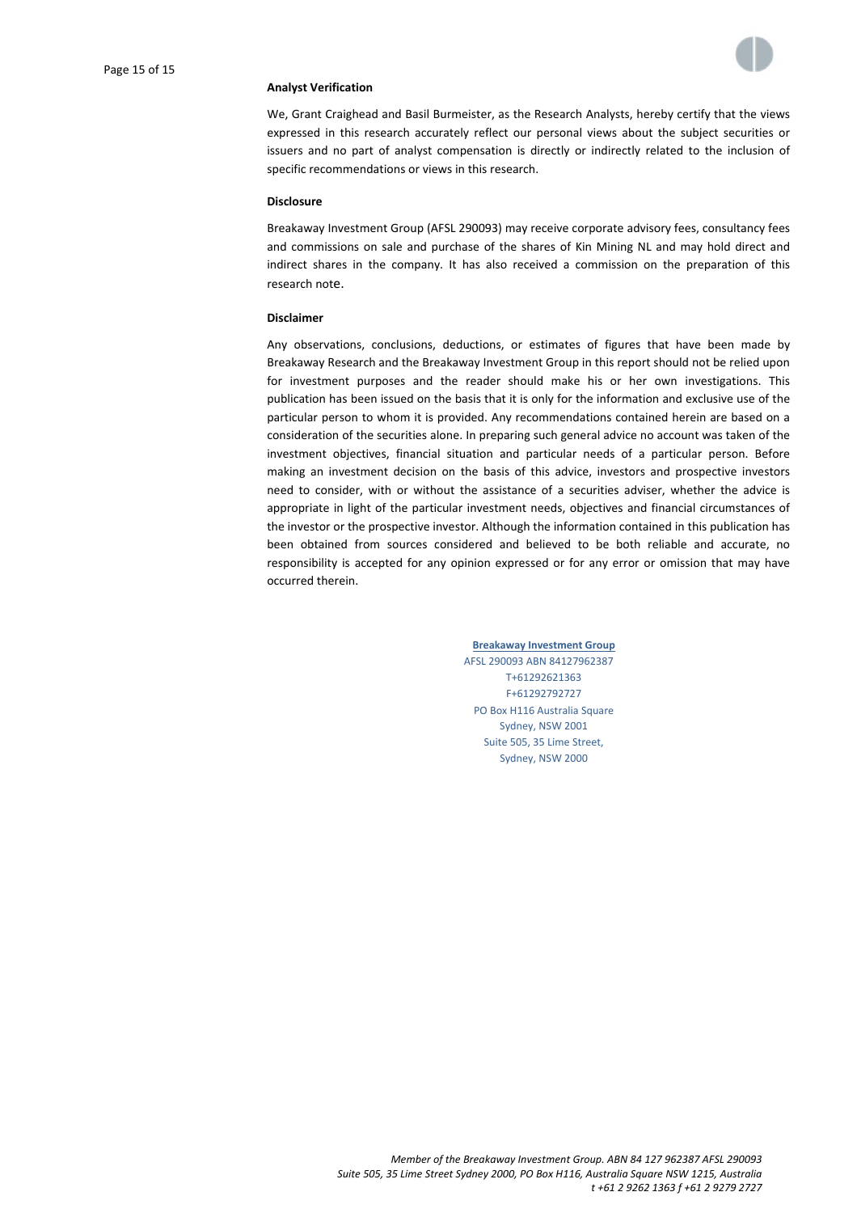**Analyst Verification**

We, Grant Craighead and Basil Burmeister, as the Research Analysts, hereby certify that the views expressed in this research accurately reflect our personal views about the subject securities or issuers and no part of analyst compensation is directly or indirectly related to the inclusion of specific recommendations or views in this research.

**Disclosure**

Breakaway Investment Group (AFSL 290093) may receive corporate advisory fees, consultancy fees and commissions on sale and purchase of the shares of Kin Mining NL and may hold direct and indirect shares in the company. It has also received a commission on the preparation of this research note.

**Disclaimer**

Any observations, conclusions, deductions, or estimates of figures that have been made by Breakaway Research and the Breakaway Investment Group in this report should not be relied upon for investment purposes and the reader should make his or her own investigations. This publication has been issued on the basis that it is only for the information and exclusive use of the particular person to whom it is provided. Any recommendations contained herein are based on a consideration of the securities alone. In preparing such general advice no account was taken of the investment objectives, financial situation and particular needs of a particular person. Before making an investment decision on the basis of this advice, investors and prospective investors need to consider, with or without the assistance of a securities adviser, whether the advice is appropriate in light of the particular investment needs, objectives and financial circumstances of the investor or the prospective investor. Although the information contained in this publication has been obtained from sources considered and believed to be both reliable and accurate, no responsibility is accepted for any opinion expressed or for any error or omission that may have occurred therein.

**Breakaway Investment Group**
AFSL 290093 ABN 84127962387
T+61292621363
F+61292792727
PO Box H116 Australia Square
Sydney, NSW 2001
Suite 505, 35 Lime Street,
Sydney, NSW 2000